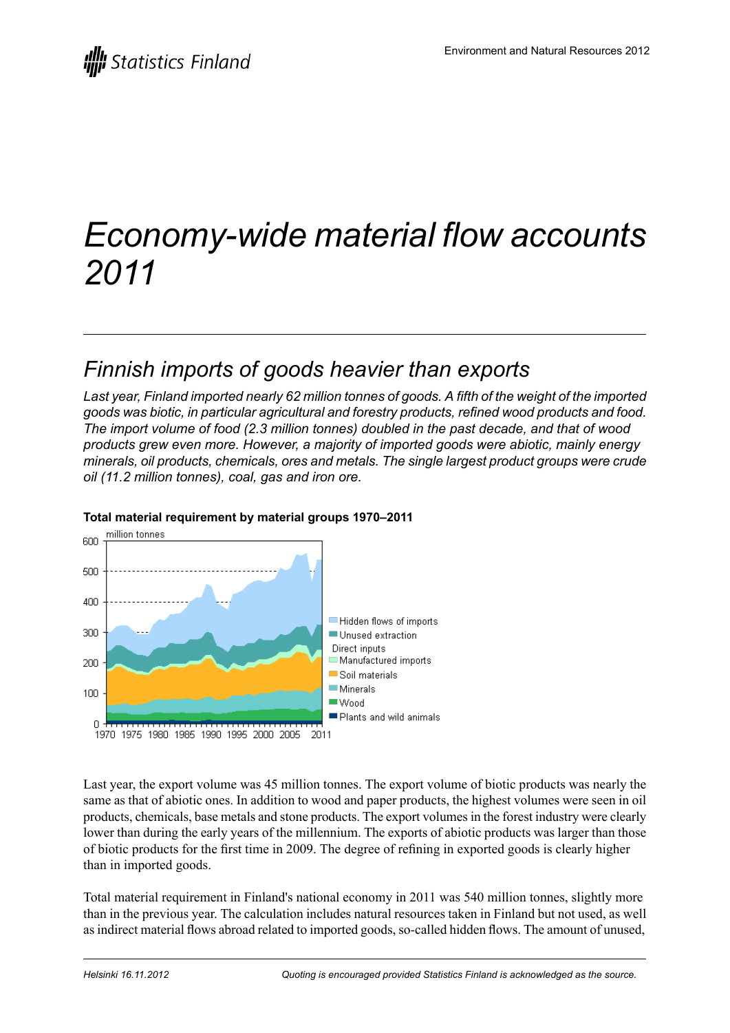# Economy-wide material flow accounts 2011

## Finnish imports of goods heavier than exports

*Last year, Finland imported nearly 62 million tonnes of goods. A fifth of the weight of the imported goods was biotic, in particular agricultural and forestry products, refined wood products and food. The import volume of food (2.3 million tonnes) doubled in the past decade, and that of wood products grew even more. However, a majority of imported goods were abiotic, mainly energy minerals, oil products, chemicals, ores and metals. The single largest product groups were crude oil (11.2 million tonnes), coal, gas and iron ore.*

**Total material requirement by material groups 1970–2011**

Last year, the export volume was 45 million tonnes. The export volume of biotic products was nearly the same as that of abiotic ones. In addition to wood and paper products, the highest volumes were seen in oil products, chemicals, base metals and stone products. The export volumes in the forest industry were clearly lower than during the early years of the millennium. The exports of abiotic products was larger than those of biotic products for the first time in 2009. The degree of refining in exported goods is clearly higher than in imported goods.

Total material requirement in Finland's national economy in 2011 was 540 million tonnes, slightly more than in the previous year. The calculation includes natural resources taken in Finland but not used, as well as indirect material flows abroad related to imported goods, so-called hidden flows. The amount of unused,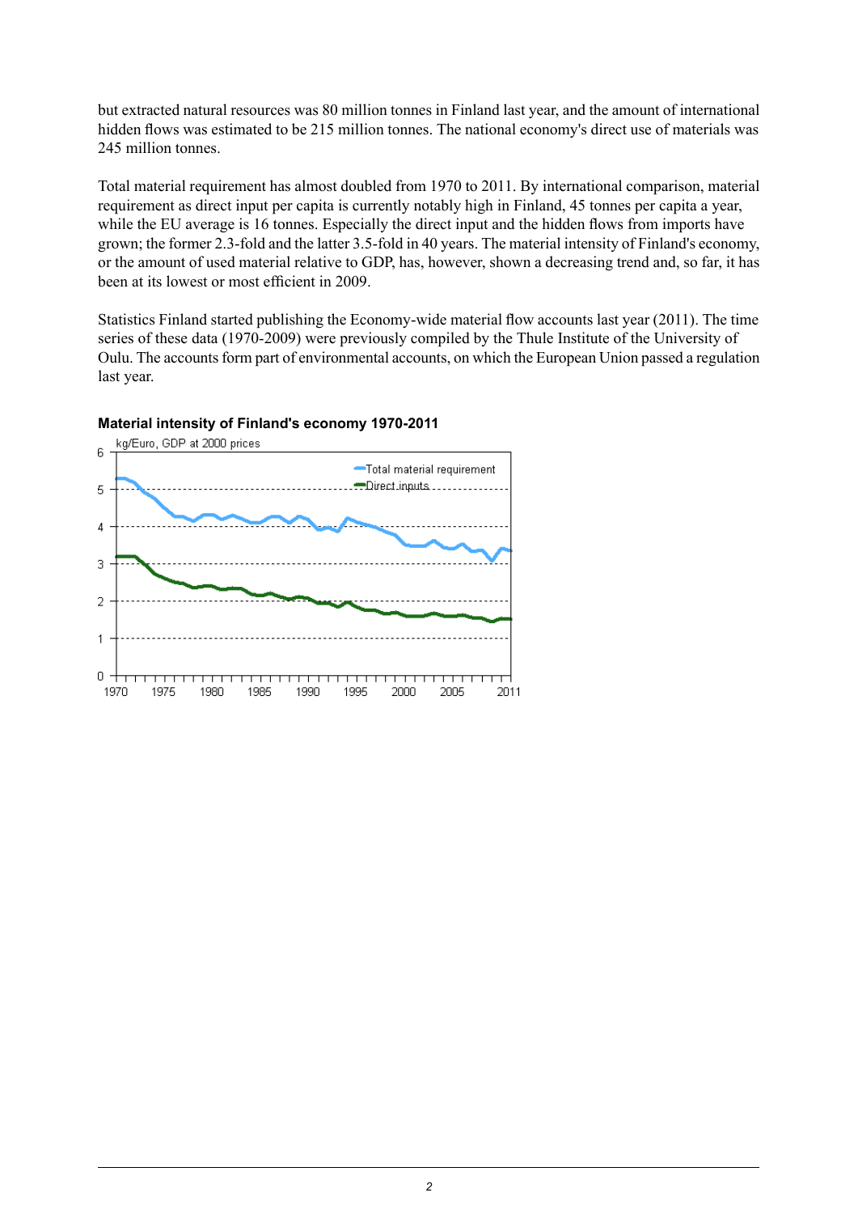but extracted natural resources was 80 million tonnes in Finland last year, and the amount of international hidden flows was estimated to be 215 million tonnes. The national economy's direct use of materials was 245 million tonnes.

Total material requirement has almost doubled from 1970 to 2011. By international comparison, material requirement as direct input per capita is currently notably high in Finland, 45 tonnes per capita a year, while the EU average is 16 tonnes. Especially the direct input and the hidden flows from imports have grown; the former 2.3-fold and the latter 3.5-fold in 40 years. The material intensity of Finland's economy, or the amount of used material relative to GDP, has, however, shown a decreasing trend and, so far, it has been at its lowest or most efficient in 2009.

Statistics Finland started publishing the Economy-wide material flow accounts last year (2011). The time series of these data (1970-2009) were previously compiled by the Thule Institute of the University of Oulu. The accounts form part of environmental accounts, on which the European Union passed a regulation last year.

**Material intensity of Finland's economy 1970-2011**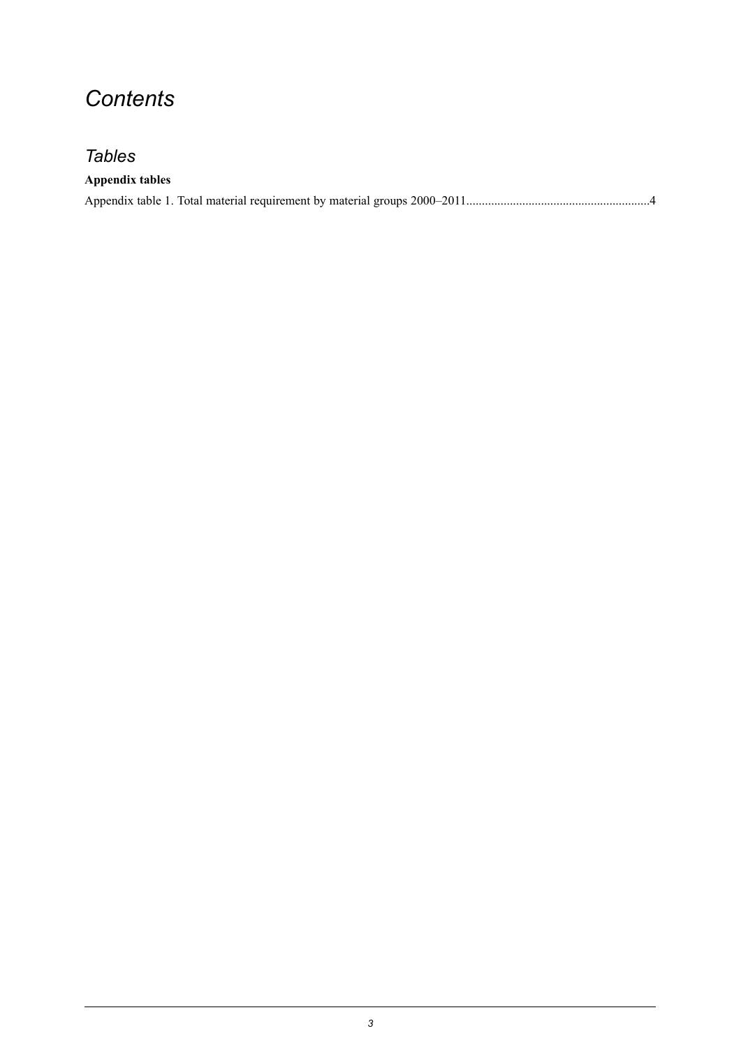# *Contents*

## *Tables*

**Appendix tables**

Appendix table 1. Total material requirement by material groups 2000–2011..........................................................4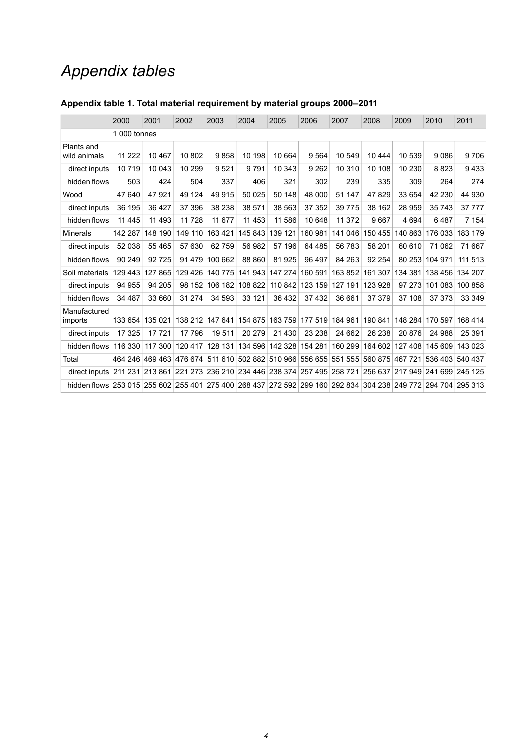# *Appendix tables*

**Appendix table 1. Total material requirement by material groups 2000–2011**

| | 2000 | 2001 | 2002 | 2003 | 2004 | 2005 | 2006 | 2007 | 2008 | 2009 | 2010 | 2011 |
|---|---|---|---|---|---|---|---|---|---|---|---|---|
| | 1 000 tonnes | | | | | | | | | | | |
| Plants and wild animals | 11 222 | 10 467 | 10 802 | 9 858 | 10 198 | 10 664 | 9 564 | 10 549 | 10 444 | 10 539 | 9 086 | 9 706 |
| direct inputs | 10 719 | 10 043 | 10 299 | 9 521 | 9 791 | 10 343 | 9 262 | 10 310 | 10 108 | 10 230 | 8 823 | 9 433 |
| hidden flows | 503 | 424 | 504 | 337 | 406 | 321 | 302 | 239 | 335 | 309 | 264 | 274 |
| Wood | 47 640 | 47 921 | 49 124 | 49 915 | 50 025 | 50 148 | 48 000 | 51 147 | 47 829 | 33 654 | 42 230 | 44 930 |
| direct inputs | 36 195 | 36 427 | 37 396 | 38 238 | 38 571 | 38 563 | 37 352 | 39 775 | 38 162 | 28 959 | 35 743 | 37 777 |
| hidden flows | 11 445 | 11 493 | 11 728 | 11 677 | 11 453 | 11 586 | 10 648 | 11 372 | 9 667 | 4 694 | 6 487 | 7 154 |
| Minerals | 142 287 | 148 190 | 149 110 | 163 421 | 145 843 | 139 121 | 160 981 | 141 046 | 150 455 | 140 863 | 176 033 | 183 179 |
| direct inputs | 52 038 | 55 465 | 57 630 | 62 759 | 56 982 | 57 196 | 64 485 | 56 783 | 58 201 | 60 610 | 71 062 | 71 667 |
| hidden flows | 90 249 | 92 725 | 91 479 | 100 662 | 88 860 | 81 925 | 96 497 | 84 263 | 92 254 | 80 253 | 104 971 | 111 513 |
| Soil materials | 129 443 | 127 865 | 129 426 | 140 775 | 141 943 | 147 274 | 160 591 | 163 852 | 161 307 | 134 381 | 138 456 | 134 207 |
| direct inputs | 94 955 | 94 205 | 98 152 | 106 182 | 108 822 | 110 842 | 123 159 | 127 191 | 123 928 | 97 273 | 101 083 | 100 858 |
| hidden flows | 34 487 | 33 660 | 31 274 | 34 593 | 33 121 | 36 432 | 37 432 | 36 661 | 37 379 | 37 108 | 37 373 | 33 349 |
| Manufactured imports | 133 654 | 135 021 | 138 212 | 147 641 | 154 875 | 163 759 | 177 519 | 184 961 | 190 841 | 148 284 | 170 597 | 168 414 |
| direct inputs | 17 325 | 17 721 | 17 796 | 19 511 | 20 279 | 21 430 | 23 238 | 24 662 | 26 238 | 20 876 | 24 988 | 25 391 |
| hidden flows | 116 330 | 117 300 | 120 417 | 128 131 | 134 596 | 142 328 | 154 281 | 160 299 | 164 602 | 127 408 | 145 609 | 143 023 |
| Total | 464 246 | 469 463 | 476 674 | 511 610 | 502 882 | 510 966 | 556 655 | 551 555 | 560 875 | 467 721 | 536 403 | 540 437 |
| direct inputs | 211 231 | 213 861 | 221 273 | 236 210 | 234 446 | 238 374 | 257 495 | 258 721 | 256 637 | 217 949 | 241 699 | 245 125 |
| hidden flows | 253 015 | 255 602 | 255 401 | 275 400 | 268 437 | 272 592 | 299 160 | 292 834 | 304 238 | 249 772 | 294 704 | 295 313 |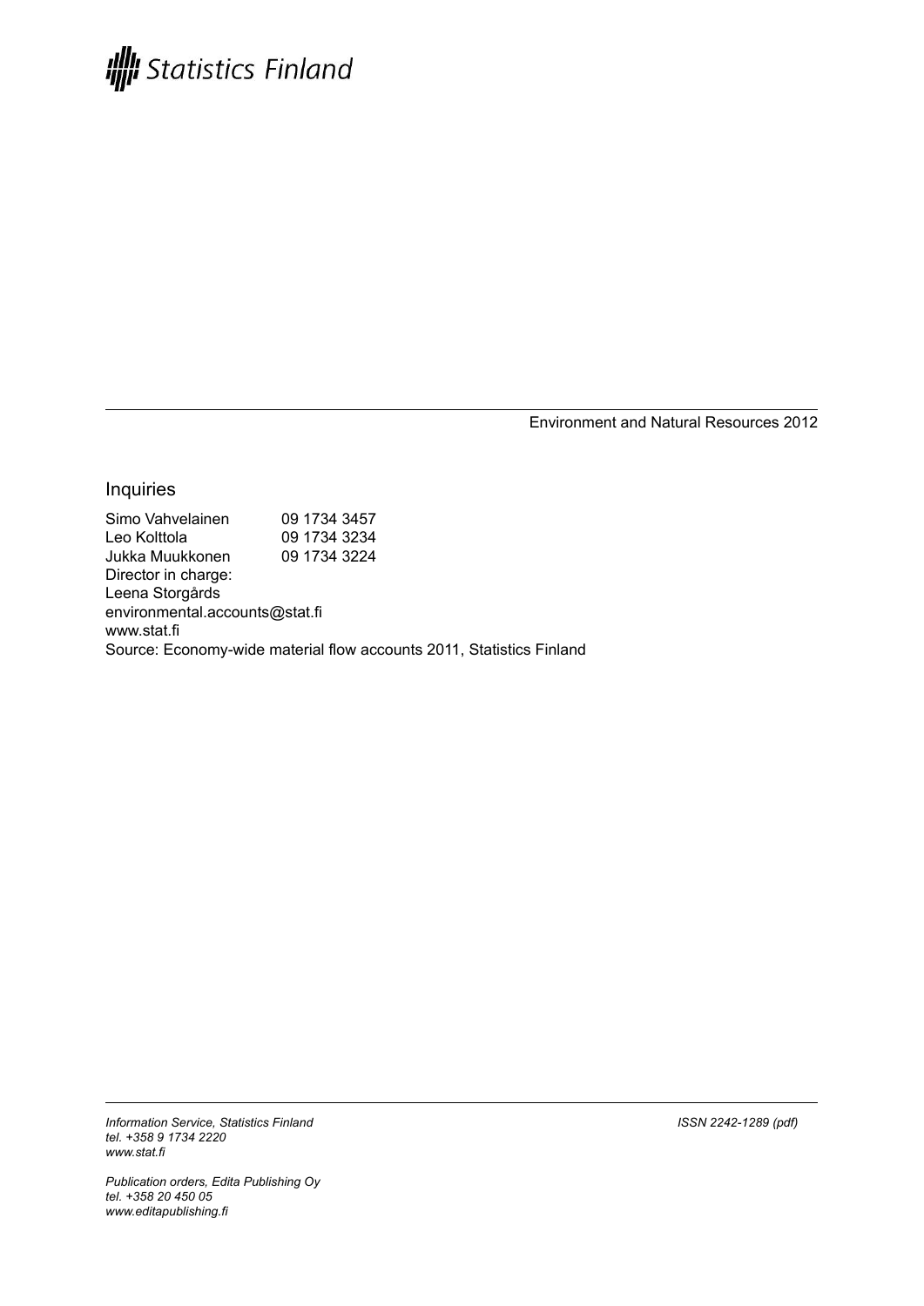Statistics Finland

Environment and Natural Resources 2012

## Inquiries

Simo Vahvelainen 09 1734 3457
Leo Kolttola 09 1734 3234
Jukka Muukkonen 09 1734 3224
Director in charge:
Leena Storgårds
environmental.accounts@stat.fi
www.stat.fi
Source: Economy-wide material flow accounts 2011, Statistics Finland

*Information Service, Statistics Finland*
*tel. +358 9 1734 2220*
*www.stat.fi*

*ISSN 2242-1289 (pdf)*

*Publication orders, Edita Publishing Oy*
*tel. +358 20 450 05*
*www.editapublishing.fi*